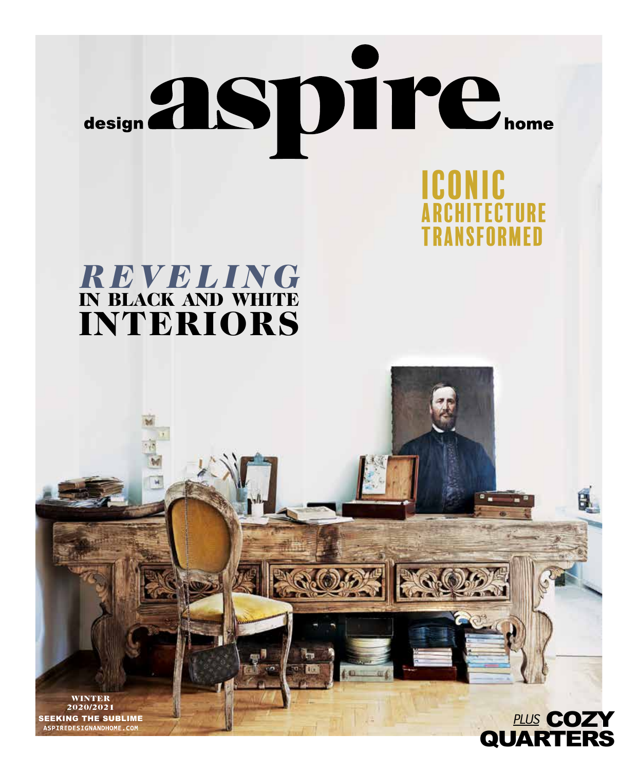# design aspire home

## ICONIC ARCHITECTURE TRANSFORMED

## *REVELING* IN BLACK AND WHITE INTERIORS

WINTER
2020/2021
SEEKING THE SUBLIME
ASPIREDESIGNANDHOME.COM

*PLUS* **COZY QUARTERS**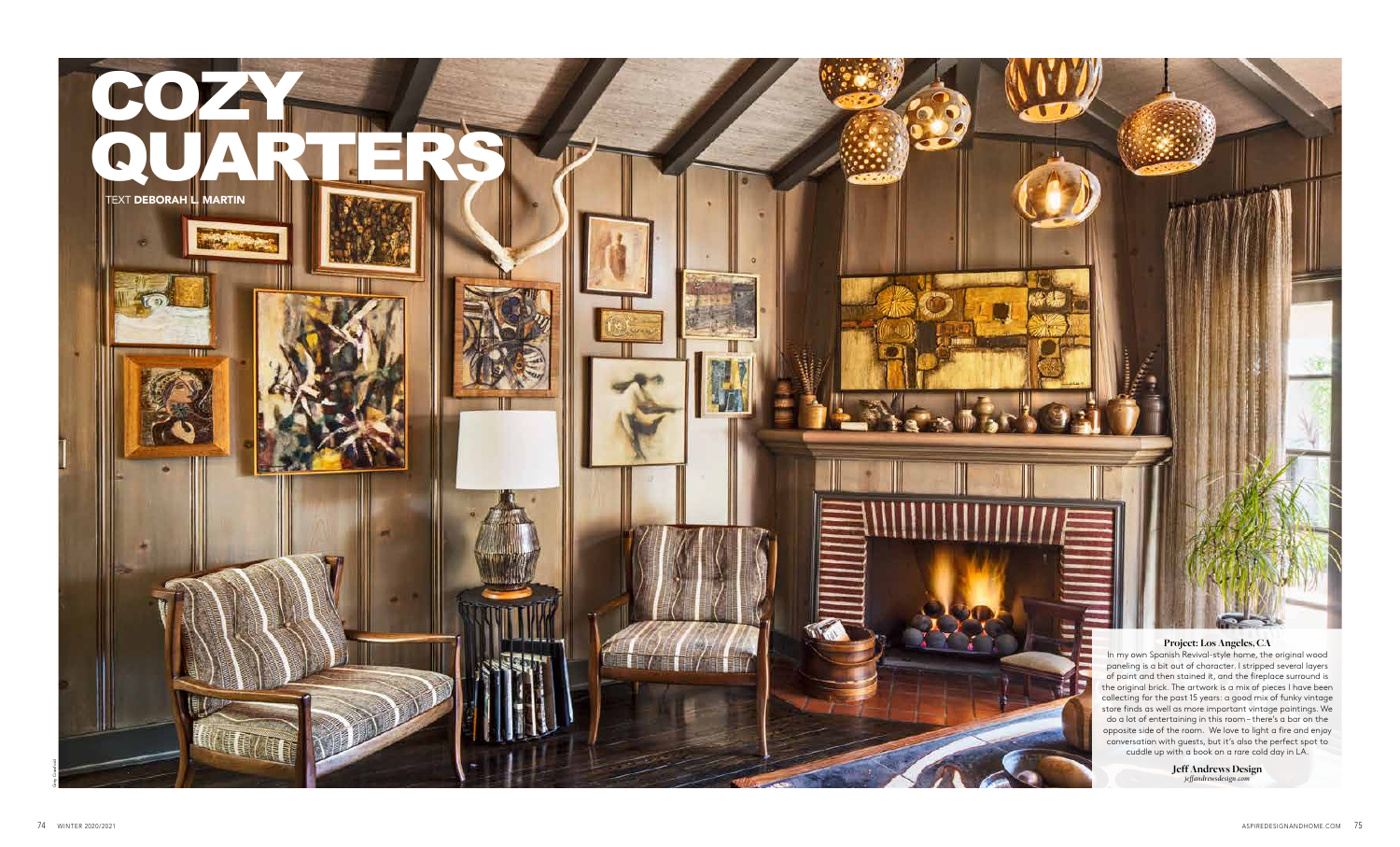# COZY QUARTERS

TEXT **DEBORAH L. MARTIN**

**Project: Los Angeles, CA**

In my own Spanish Revival-style home, the original wood paneling is a bit out of character. I stripped several layers of paint and then stained it, and the fireplace surround is the original brick. The artwork is a mix of pieces I have been collecting for the past 15 years: a good mix of funky vintage store finds as well as more important vintage paintings. We do a lot of entertaining in this room – there's a bar on the opposite side of the room. We love to light a fire and enjoy conversation with guests, but it's also the perfect spot to cuddle up with a book on a rare cold day in LA.

**Jeff Andrews Design**
*jeffandrewsdesign.com*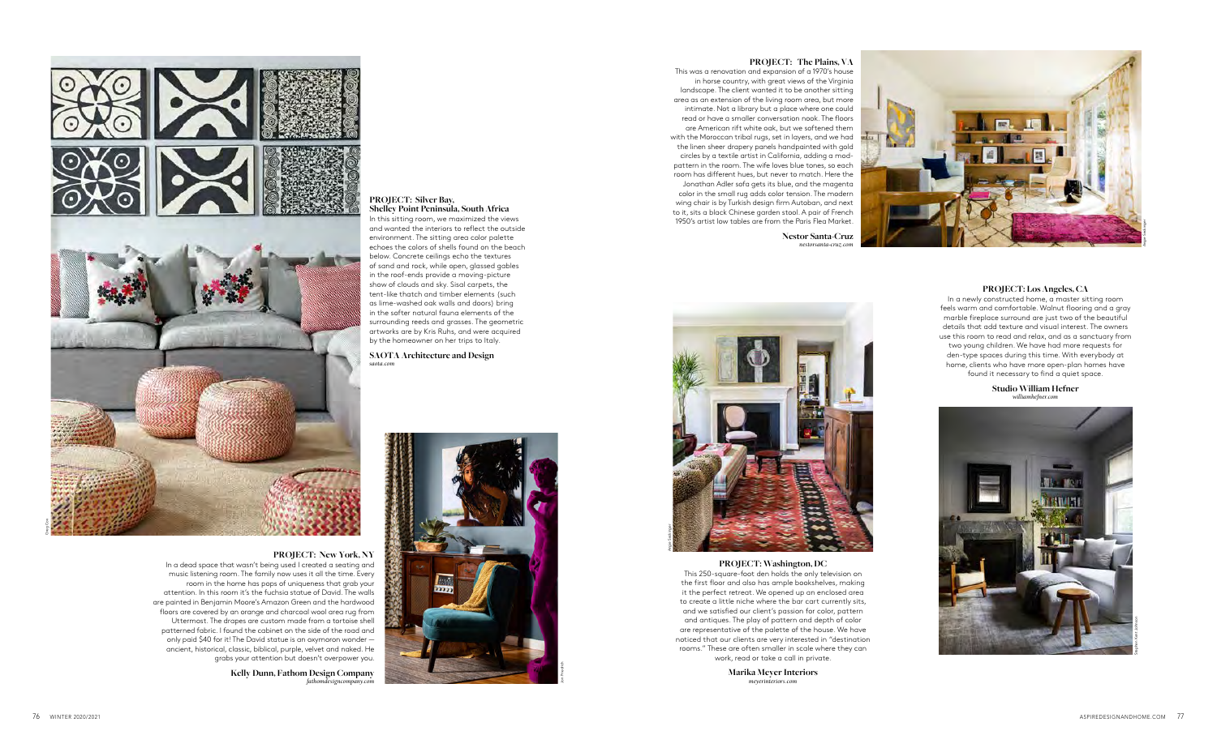### PROJECT: Silver Bay, Shelley Point Peninsula, South Africa

In this sitting room, we maximized the views and wanted the interiors to reflect the outside environment. The sitting area color palette echoes the colors of shells found on the beach below. Concrete ceilings echo the textures of sand and rock, while open, glassed gables in the roof-ends provide a moving-picture show of clouds and sky. Sisal carpets, the tent-like thatch and timber elements (such as lime-washed oak walls and doors) bring in the softer natural fauna elements of the surrounding reeds and grasses. The geometric artworks are by Kris Ruhs, and were acquired by the homeowner on her trips to Italy.

**SAOTA Architecture and Design**
*saota.com*

### PROJECT: New York, NY

In a dead space that wasn't being used I created a seating and music listening room. The family now uses it all the time. Every room in the home has pops of uniqueness that grab your attention. In this room it's the fuchsia statue of David. The walls are painted in Benjamin Moore's Amazon Green and the hardwood floors are covered by an orange and charcoal wool area rug from Uttermost. The drapes are custom made from a tortoise shell patterned fabric. I found the cabinet on the side of the road and only paid $40 for it! The David statue is an oxymoron wonder — ancient, historical, classic, biblical, purple, velvet and naked. He grabs your attention but doesn't overpower you.

**Kelly Dunn, Fathom Design Company**
*fathomdesigncompany.com*

### PROJECT: The Plains, VA

This was a renovation and expansion of a 1970's house in horse country, with great views of the Virginia landscape. The client wanted it to be another sitting area as an extension of the living room area, but more intimate. Not a library but a place where one could read or have a smaller conversation nook. The floors are American rift white oak, but we softened them with the Moroccan tribal rugs, set in layers, and we had the linen sheer drapery panels handpainted with gold circles by a textile artist in California, adding a mod-pattern in the room. The wife loves blue tones, so each room has different hues, but never to match. Here the Jonathan Adler sofa gets its blue, and the magenta color in the small rug adds color tension. The modern wing chair is by Turkish design firm Autoban, and next to it, sits a black Chinese garden stool. A pair of French 1950's artist low tables are from the Paris Flea Market.

**Nestor Santa-Cruz**
*nestorsanta-cruz.com*

### PROJECT: Washington, DC

This 250-square-foot den holds the only television on the first floor and also has ample bookshelves, making it the perfect retreat. We opened up an enclosed area to create a little niche where the bar cart currently sits, and we satisfied our client's passion for color, pattern and antiques. The play of pattern and depth of color are representative of the palette of the house. We have noticed that our clients are very interested in "destination rooms." These are often smaller in scale where they can work, read or take a call in private.

**Marika Meyer Interiors**
*meyerinteriors.com*

### PROJECT: Los Angeles, CA

In a newly constructed home, a master sitting room feels warm and comfortable. Walnut flooring and a gray marble fireplace surround are just two of the beautiful details that add texture and visual interest. The owners use this room to read and relax, and as a sanctuary from two young children. We have had more requests for den-type spaces during this time. With everybody at home, clients who have more open-plan homes have found it necessary to find a quiet space.

**Studio William Hefner**
*williamhefner.com*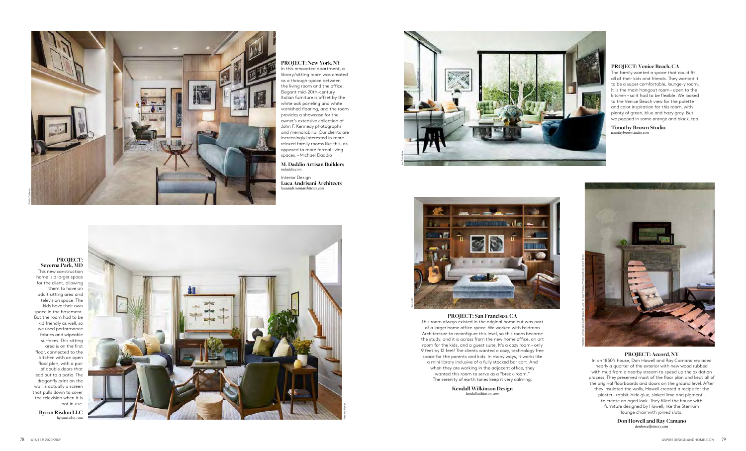**PROJECT: New York, NY**

In this renovated apartment, a library/sitting room was created as a through-space between the living room and the office. Elegant mid-20th-century Italian furniture is offset by the white oak paneling and white varnished flooring, and the room provides a showcase for the owner's extensive collection of John F. Kennedy photographs and memorabilia. Our clients are increasingly interested in more relaxed family rooms like this, as opposed to more formal living spaces. – Michael Daddio

**M. Daddio Artisan Builders**
*mdaddio.com*

Interior Design
**Luca Andrisani Architects**
*lucaandrisaniarchitects.com*

**PROJECT: Venice Beach, CA**

The family wanted a space that could fit all of their kids and friends. They wanted it to be a super comfortable, lounge-y room. It is the main hangout room – open to the kitchen – so it had to be flexible. We looked to the Venice Beach view for the palette and color inspiration for this room, with plenty of green, blue and hazy gray. But we popped in some orange and black, too.

**Timothy Brown Studio**
*timothybrownstudio.com*

**PROJECT: Severna Park, MD**

This new construction home is a larger space for the client, allowing them to have an adult sitting area and television space. The kids have their own space in the basement. But the room had to be kid friendly as well, so we used performance fabrics and wipeable surfaces. This sitting area is on the first floor, connected to the kitchen with an open floor plan, with a pair of double doors that lead out to a patio. The dragonfly print on the wall is actually a screen that pulls down to cover the television when it is not in use.

**Byron Risdon LLC**
*byronrisdon.com*

**PROJECT: San Francisco, CA**

This room always existed in the original home but was part of a larger home office space. We worked with Feldman Architecture to reconfigure this level, so this room became the study, and it is across from the new home office, an art room for the kids, and a guest suite. It's a cozy room – only 9 feet by 12 feet! The clients wanted a cozy, technology free space for the parents and kids. In many ways, it works like a mini library inclusive of a fully stocked bar cart. And when they are working in the adjacent office, they wanted this room to serve as a "break-room." The serenity of earth tones keep it very calming.

**Kendall Wilkinson Design**
*kendallwilkinson.com*

**PROJECT: Accord, NY**

In an 1830's house, Don Howell and Ray Camano replaced nearly a quarter of the exterior with new wood rubbed with mud from a nearby stream to speed up the oxidation process. They preserved most of the floor plan and kept all of the original floorboards and doors on the ground level. After they insulated the walls, Howell created a recipe for the plaster – rabbit-hide glue, slaked lime and pigment – to create an aged look. They filled the house with furniture designed by Howell, like the Sternum lounge chair with joined slats.

**Don Howell and Ray Camano**
*donhowelljoinery.com*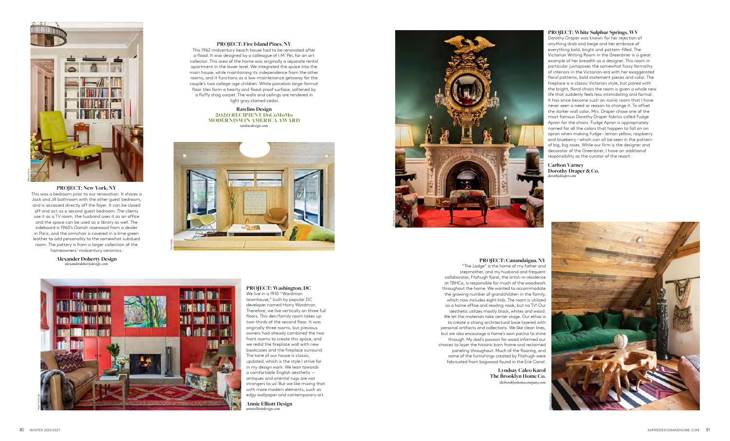### PROJECT: New York, NY

This was a bedroom prior to our renovation. It shares a Jack and Jill bathroom with the other guest bedroom, and is accessed directly off the foyer. It can be closed off and act as a second guest bedroom. The clients use it as a TV room, the husband uses it as an office and the space can be used as a library as well. The sideboard is 1960's Danish rosewood from a dealer in Paris, and the armchair is covered in a lime green leather to add personality to the somewhat subdued room. The pottery is from a larger collection of the homeowners' midcentury ceramics.

**Alexander Doherty Design**
*alexanderdohertydesign.com*

### PROJECT: Fire Island Pines, NY

This 1962 midcentury beach house had to be renovated after a flood. It was designed by a colleague of I.M. Pei, for an art collector. This area of the home was originally a separate rental apartment in the lower level. We integrated the space into the main house, while maintaining its independence from the other rooms, and it functions as a low-maintenance getaway for the couple's two college-age children. White porcelain large-format floor tiles form a hearty and flood-proof surface, softened by a fluffy shag carpet. The walls and ceilings are rendered in light gray stained cedar.

**Rawlins Design**
**2020 RECIPIENT DoCoMoMo MODERNISM IN AMERICA AWARD**
*rawlinsdesign.com*

### PROJECT: Washington, DC

We live in a 1910 "Wardman townhouse," built by popular DC developer named Harry Wardman. Therefore, we live vertically on three full floors. This den/family room takes up two-thirds of the second floor. It was originally three rooms, but previous owners had already combined the two front rooms to create this space, and we redid the fireplace wall with new bookcases and the fireplace surround. The tone of our house is classic, updated, which is the style I strive for in my design work. We lean towards a comfortable English aesthetic — antiques and oriental rugs are not strangers to us! But we like mixing that with more modern elements, such as edgy wallpaper and contemporary art.

**Annie Elliott Design**
*annieelliottdesign.com*

### PROJECT: White Sulphur Springs, WV

Dorothy Draper was known for her rejection of anything drab and beige and her embrace of everything bold, bright and pattern-filled. The Victorian Writing Room in the Greenbrier is a great example of her breadth as a designer. This room in particular juxtaposes the somewhat fussy formality of interiors in the Victorian-era with her exaggerated floral patterns, bold statement pieces and color. The fireplace is a classic Victorian style, but paired with the bright, floral chairs the room is given a whole new life that suddenly feels less intimidating and formal. It has since become such an iconic room that I have never seen a need or reason to change it. To offset the darker wall color, Mrs. Draper chose one of the most famous Dorothy Draper fabrics called Fudge Apron for the chairs. Fudge Apron is appropriately named for all the colors that happen to fall on an apron when making fudge – lemon yellow, raspberry and blueberry – which can all be seen in the pattern of big, big roses. While our firm is the designer and decorator of the Greenbrier; I have an additional responsibility as the curator of the resort.

**Carlton Varney**
**Dorothy Draper & Co.**
*dorothydraper.com*

### PROJECT: Canandaigua, NY

"The Lodge" is the home of my father and stepmother, and my husband and frequent collaborator, Fitzhugh Karol, the artist-in-residence at TBHCo, is responsible for much of the woodwork throughout the home. We wanted to accommodate the growing number of grandchildren in the family, which now includes eight kids. The room is utilized as a home office and reading nook, but no TV! Our aesthetic utilizes mostly black, whites and wood. We let the materials take center stage. Our ethos is to create a strong architectural base layered with personal artifacts and collections. We like clean lines, but we also encourage a home's own patina to shine through. My dad's passion for wood informed our choices to layer the historic barn frame and reclaimed paneling throughout. Much of the flooring, and some of the furnishings created by Fitzhugh were fabricated from bogwood found in the Erie Canal.

**Lyndsay Caleo Karol**
**The Brooklyn Home Co.**
*thebrooklynhomecompany.com*